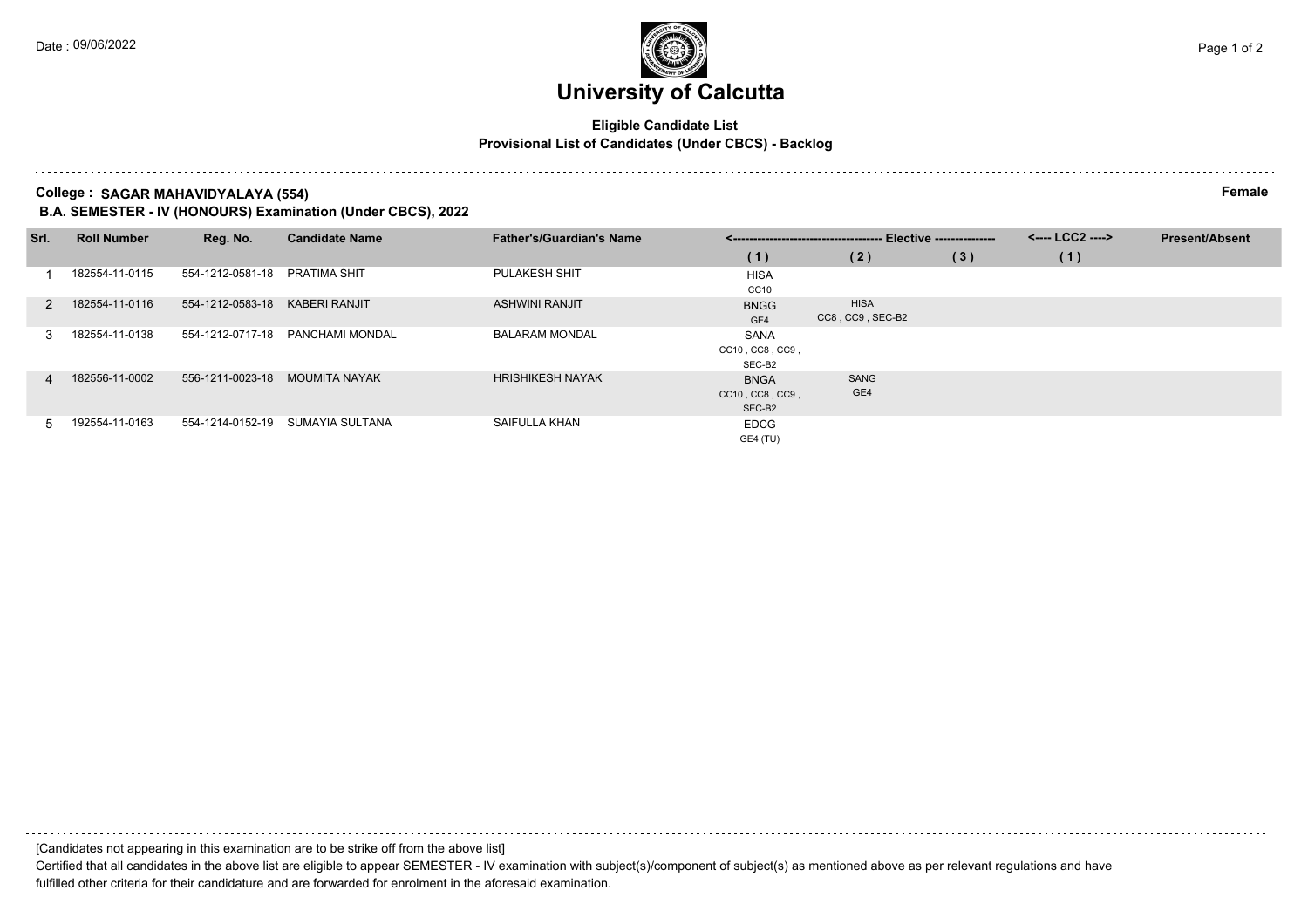Date : 09/06/2022

# University of Calcutta

**Eligible Candidate List**
**Provisional List of Candidates (Under CBCS) - Backlog**

**College : SAGAR MAHAVIDYALAYA (554)** **Female**
**B.A. SEMESTER - IV (HONOURS) Examination (Under CBCS), 2022**

| Srl. | Roll Number | Reg. No. | Candidate Name | Father's/Guardian's Name | Elective (1) | Elective (2) | Elective (3) | LCC2 (1) | Present/Absent |
|---|---|---|---|---|---|---|---|---|---|
| 1 | 182554-11-0115 | 554-1212-0581-18 | PRATIMA SHIT | PULAKESH SHIT | HISA CC10 | | | | |
| 2 | 182554-11-0116 | 554-1212-0583-18 | KABERI RANJIT | ASHWINI RANJIT | BNGG GE4 | HISA CC8 , CC9 , SEC-B2 | | | |
| 3 | 182554-11-0138 | 554-1212-0717-18 | PANCHAMI MONDAL | BALARAM MONDAL | SANA CC10 , CC8 , CC9 , SEC-B2 | | | | |
| 4 | 182556-11-0002 | 556-1211-0023-18 | MOUMITA NAYAK | HRISHIKESH NAYAK | BNGA CC10 , CC8 , CC9 , SEC-B2 | SANG GE4 | | | |
| 5 | 192554-11-0163 | 554-1214-0152-19 | SUMAYIA SULTANA | SAIFULLA KHAN | EDCG GE4 (TU) | | | | |

[Candidates not appearing in this examination are to be strike off from the above list]

Certified that all candidates in the above list are eligible to appear SEMESTER - IV examination with subject(s)/component of subject(s) as mentioned above as per relevant regulations and have fulfilled other criteria for their candidature and are forwarded for enrolment in the aforesaid examination.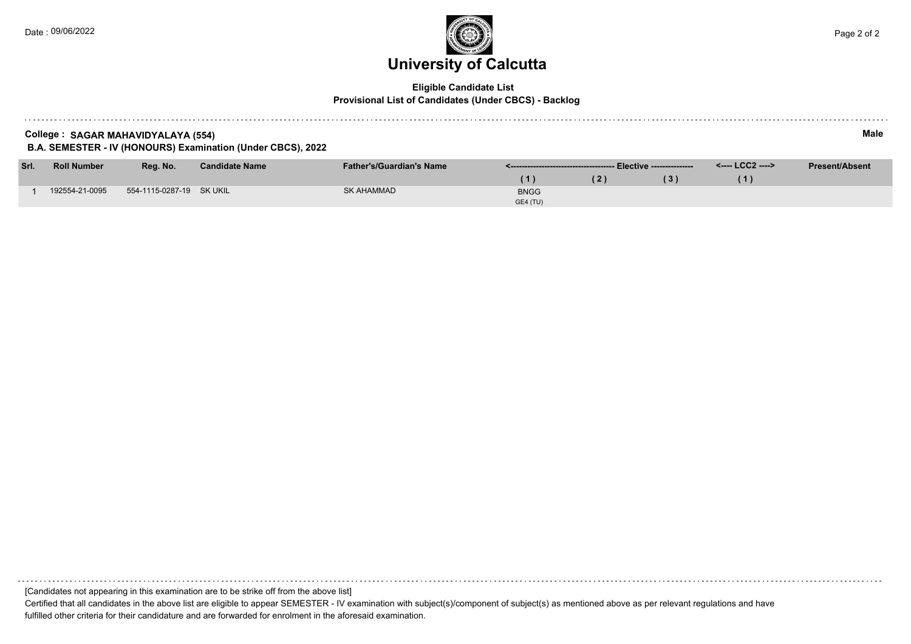Date : 09/06/2022

# University of Calcutta

**Eligible Candidate List**
**Provisional List of Candidates (Under CBCS) - Backlog**

**College : SAGAR MAHAVIDYALAYA (554)**
**B.A. SEMESTER - IV (HONOURS) Examination (Under CBCS), 2022**

**Male**

| Srl. | Roll Number | Reg. No. | Candidate Name | Father's/Guardian's Name | Elective (1) | Elective (2) | Elective (3) | LCC2 (1) | Present/Absent |
|---|---|---|---|---|---|---|---|---|---|
| 1 | 192554-21-0095 | 554-1115-0287-19 | SK UKIL | SK AHAMMAD | BNGG GE4 (TU) | | | | |

[Candidates not appearing in this examination are to be strike off from the above list]

Certified that all candidates in the above list are eligible to appear SEMESTER - IV examination with subject(s)/component of subject(s) as mentioned above as per relevant regulations and have fulfilled other criteria for their candidature and are forwarded for enrolment in the aforesaid examination.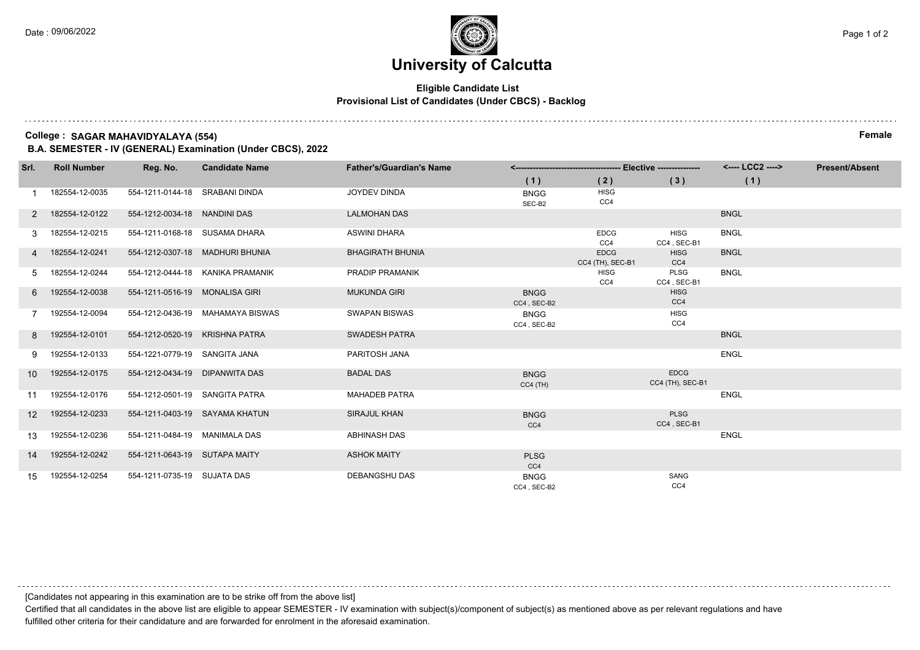# University of Calcutta

**Eligible Candidate List**
**Provisional List of Candidates (Under CBCS) - Backlog**

**College : SAGAR MAHAVIDYALAYA (554)** **Female**
**B.A. SEMESTER - IV (GENERAL) Examination (Under CBCS), 2022**

| Srl. | Roll Number | Reg. No. | Candidate Name | Father's/Guardian's Name | Elective (1) | Elective (2) | Elective (3) | LCC2 (1) | Present/Absent |
|---|---|---|---|---|---|---|---|---|---|
| 1 | 182554-12-0035 | 554-1211-0144-18 | SRABANI DINDA | JOYDEV DINDA | BNGG SEC-B2 | HISG CC4 | | | |
| 2 | 182554-12-0122 | 554-1212-0034-18 | NANDINI DAS | LALMOHAN DAS | | | | BNGL | |
| 3 | 182554-12-0215 | 554-1211-0168-18 | SUSAMA DHARA | ASWINI DHARA | | EDCG CC4 | HISG CC4 , SEC-B1 | BNGL | |
| 4 | 182554-12-0241 | 554-1212-0307-18 | MADHURI BHUNIA | BHAGIRATH BHUNIA | | EDCG CC4 (TH), SEC-B1 | HISG CC4 | BNGL | |
| 5 | 182554-12-0244 | 554-1212-0444-18 | KANIKA PRAMANIK | PRADIP PRAMANIK | | HISG CC4 | PLSG CC4 , SEC-B1 | BNGL | |
| 6 | 192554-12-0038 | 554-1211-0516-19 | MONALISA GIRI | MUKUNDA GIRI | BNGG CC4 , SEC-B2 | | HISG CC4 | | |
| 7 | 192554-12-0094 | 554-1212-0436-19 | MAHAMAYA BISWAS | SWAPAN BISWAS | BNGG CC4 , SEC-B2 | | HISG CC4 | | |
| 8 | 192554-12-0101 | 554-1212-0520-19 | KRISHNA PATRA | SWADESH PATRA | | | | BNGL | |
| 9 | 192554-12-0133 | 554-1221-0779-19 | SANGITA JANA | PARITOSH JANA | | | | ENGL | |
| 10 | 192554-12-0175 | 554-1212-0434-19 | DIPANWITA DAS | BADAL DAS | BNGG CC4 (TH) | | EDCG CC4 (TH), SEC-B1 | | |
| 11 | 192554-12-0176 | 554-1212-0501-19 | SANGITA PATRA | MAHADEB PATRA | | | | ENGL | |
| 12 | 192554-12-0233 | 554-1211-0403-19 | SAYAMA KHATUN | SIRAJUL KHAN | BNGG CC4 | | PLSG CC4 , SEC-B1 | | |
| 13 | 192554-12-0236 | 554-1211-0484-19 | MANIMALA DAS | ABHINASH DAS | | | | ENGL | |
| 14 | 192554-12-0242 | 554-1211-0643-19 | SUTAPA MAITY | ASHOK MAITY | PLSG CC4 | | | | |
| 15 | 192554-12-0254 | 554-1211-0735-19 | SUJATA DAS | DEBANGSHU DAS | BNGG CC4 , SEC-B2 | | SANG CC4 | | |

[Candidates not appearing in this examination are to be strike off from the above list]

Certified that all candidates in the above list are eligible to appear SEMESTER - IV examination with subject(s)/component of subject(s) as mentioned above as per relevant regulations and have fulfilled other criteria for their candidature and are forwarded for enrolment in the aforesaid examination.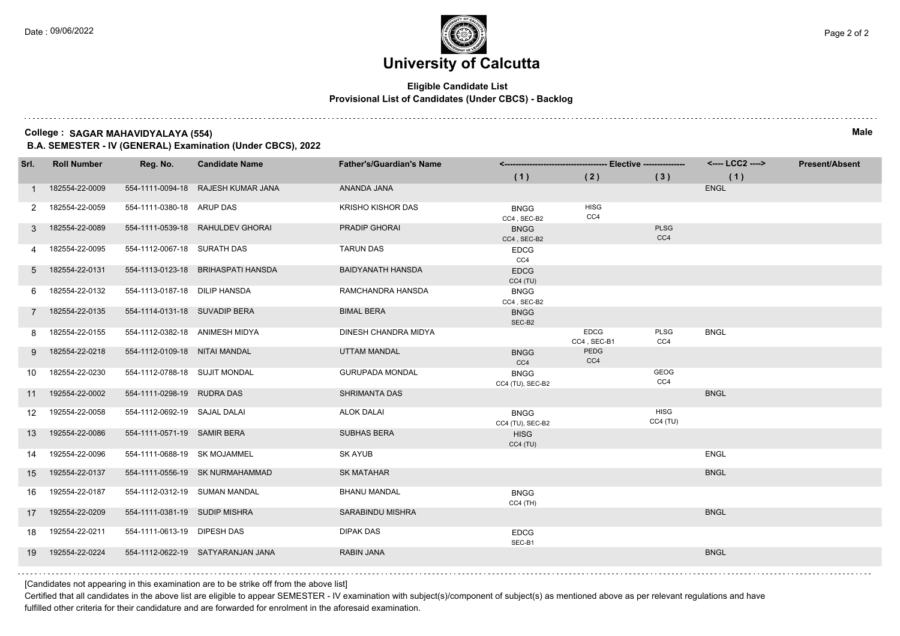# University of Calcutta

**Eligible Candidate List**

**Provisional List of Candidates (Under CBCS) - Backlog**

**College : SAGAR MAHAVIDYALAYA (554)** **Male**

**B.A. SEMESTER - IV (GENERAL) Examination (Under CBCS), 2022**

| Srl. | Roll Number | Reg. No. | Candidate Name | Father's/Guardian's Name | Elective (1) | Elective (2) | Elective (3) | LCC2 (1) | Present/Absent |
|---|---|---|---|---|---|---|---|---|---|
| 1 | 182554-22-0009 | 554-1111-0094-18 | RAJESH KUMAR JANA | ANANDA JANA | | | | ENGL | |
| 2 | 182554-22-0059 | 554-1111-0380-18 | ARUP DAS | KRISHO KISHOR DAS | BNGG CC4 , SEC-B2 | HISG CC4 | | | |
| 3 | 182554-22-0089 | 554-1111-0539-18 | RAHULDEV GHORAI | PRADIP GHORAI | BNGG CC4 , SEC-B2 | | PLSG CC4 | | |
| 4 | 182554-22-0095 | 554-1112-0067-18 | SURATH DAS | TARUN DAS | EDCG CC4 | | | | |
| 5 | 182554-22-0131 | 554-1113-0123-18 | BRIHASPATI HANSDA | BAIDYANATH HANSDA | EDCG CC4 (TU) | | | | |
| 6 | 182554-22-0132 | 554-1113-0187-18 | DILIP HANSDA | RAMCHANDRA HANSDA | BNGG CC4 , SEC-B2 | | | | |
| 7 | 182554-22-0135 | 554-1114-0131-18 | SUVADIP BERA | BIMAL BERA | BNGG SEC-B2 | | | | |
| 8 | 182554-22-0155 | 554-1112-0382-18 | ANIMESH MIDYA | DINESH CHANDRA MIDYA | | EDCG CC4 , SEC-B1 | PLSG CC4 | BNGL | |
| 9 | 182554-22-0218 | 554-1112-0109-18 | NITAI MANDAL | UTTAM MANDAL | BNGG CC4 | PEDG CC4 | | | |
| 10 | 182554-22-0230 | 554-1112-0788-18 | SUJIT MONDAL | GURUPADA MONDAL | BNGG CC4 (TU), SEC-B2 | | GEOG CC4 | | |
| 11 | 192554-22-0002 | 554-1111-0298-19 | RUDRA DAS | SHRIMANTA DAS | | | | BNGL | |
| 12 | 192554-22-0058 | 554-1112-0692-19 | SAJAL DALAI | ALOK DALAI | BNGG CC4 (TU), SEC-B2 | | HISG CC4 (TU) | | |
| 13 | 192554-22-0086 | 554-1111-0571-19 | SAMIR BERA | SUBHAS BERA | HISG CC4 (TU) | | | | |
| 14 | 192554-22-0096 | 554-1111-0688-19 | SK MOJAMMEL | SK AYUB | | | | ENGL | |
| 15 | 192554-22-0137 | 554-1111-0556-19 | SK NURMAHAMMAD | SK MATAHAR | | | | BNGL | |
| 16 | 192554-22-0187 | 554-1112-0312-19 | SUMAN MANDAL | BHANU MANDAL | BNGG CC4 (TH) | | | | |
| 17 | 192554-22-0209 | 554-1111-0381-19 | SUDIP MISHRA | SARABINDU MISHRA | | | | BNGL | |
| 18 | 192554-22-0211 | 554-1111-0613-19 | DIPESH DAS | DIPAK DAS | EDCG SEC-B1 | | | | |
| 19 | 192554-22-0224 | 554-1112-0622-19 | SATYARANJAN JANA | RABIN JANA | | | | BNGL | |

[Candidates not appearing in this examination are to be strike off from the above list]

Certified that all candidates in the above list are eligible to appear SEMESTER - IV examination with subject(s)/component of subject(s) as mentioned above as per relevant regulations and have fulfilled other criteria for their candidature and are forwarded for enrolment in the aforesaid examination.